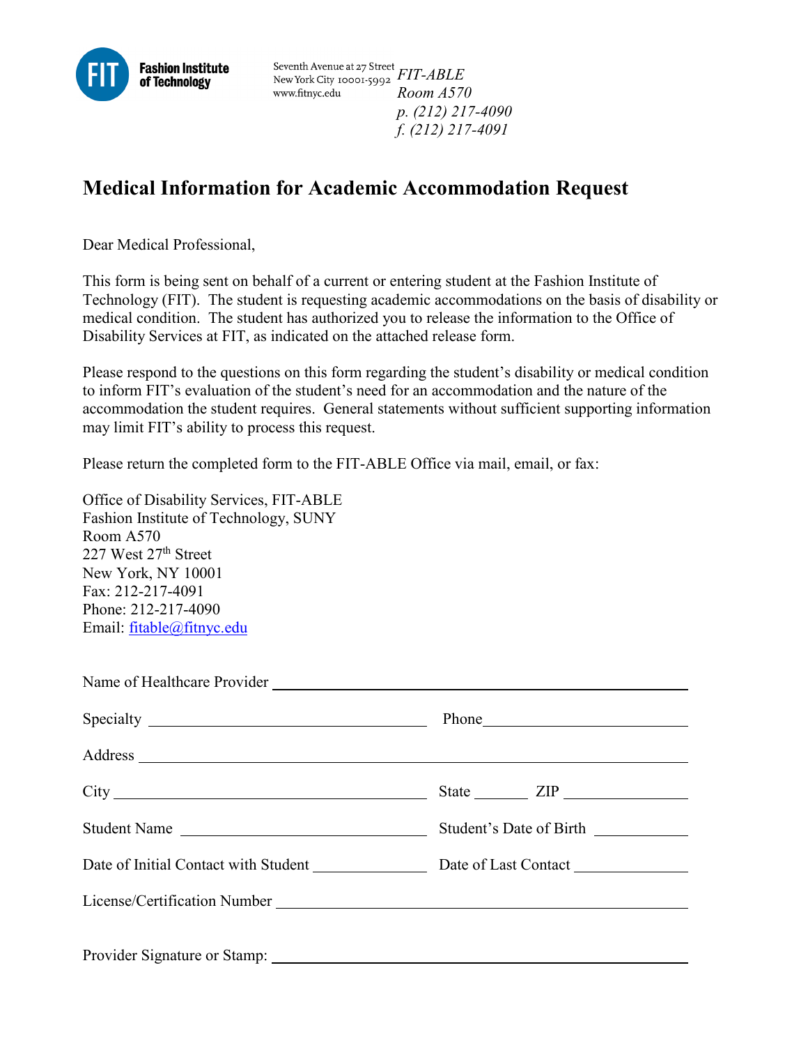**Fashion Institute of Technology**

Seventh Avenue at 27 Street
New York City 10001-5992
www.fitnyc.edu

*FIT-ABLE*
*Room A570*
*p. (212) 217-4090*
*f. (212) 217-4091*

# Medical Information for Academic Accommodation Request

Dear Medical Professional,

This form is being sent on behalf of a current or entering student at the Fashion Institute of Technology (FIT). The student is requesting academic accommodations on the basis of disability or medical condition. The student has authorized you to release the information to the Office of Disability Services at FIT, as indicated on the attached release form.

Please respond to the questions on this form regarding the student's disability or medical condition to inform FIT's evaluation of the student's need for an accommodation and the nature of the accommodation the student requires. General statements without sufficient supporting information may limit FIT's ability to process this request.

Please return the completed form to the FIT-ABLE Office via mail, email, or fax:

Office of Disability Services, FIT-ABLE
Fashion Institute of Technology, SUNY
Room A570
227 West 27th Street
New York, NY 10001
Fax: 212-217-4091
Phone: 212-217-4090
Email: fitable@fitnyc.edu

Name of Healthcare Provider ____________________________________________

Specialty ______________________________ Phone ______________________

Address ____________________________________________________________

City _________________________________ State _______ ZIP _____________

Student Name __________________________ Student's Date of Birth __________

Date of Initial Contact with Student _____________ Date of Last Contact _____________

License/Certification Number ___________________________________________

Provider Signature or Stamp: ___________________________________________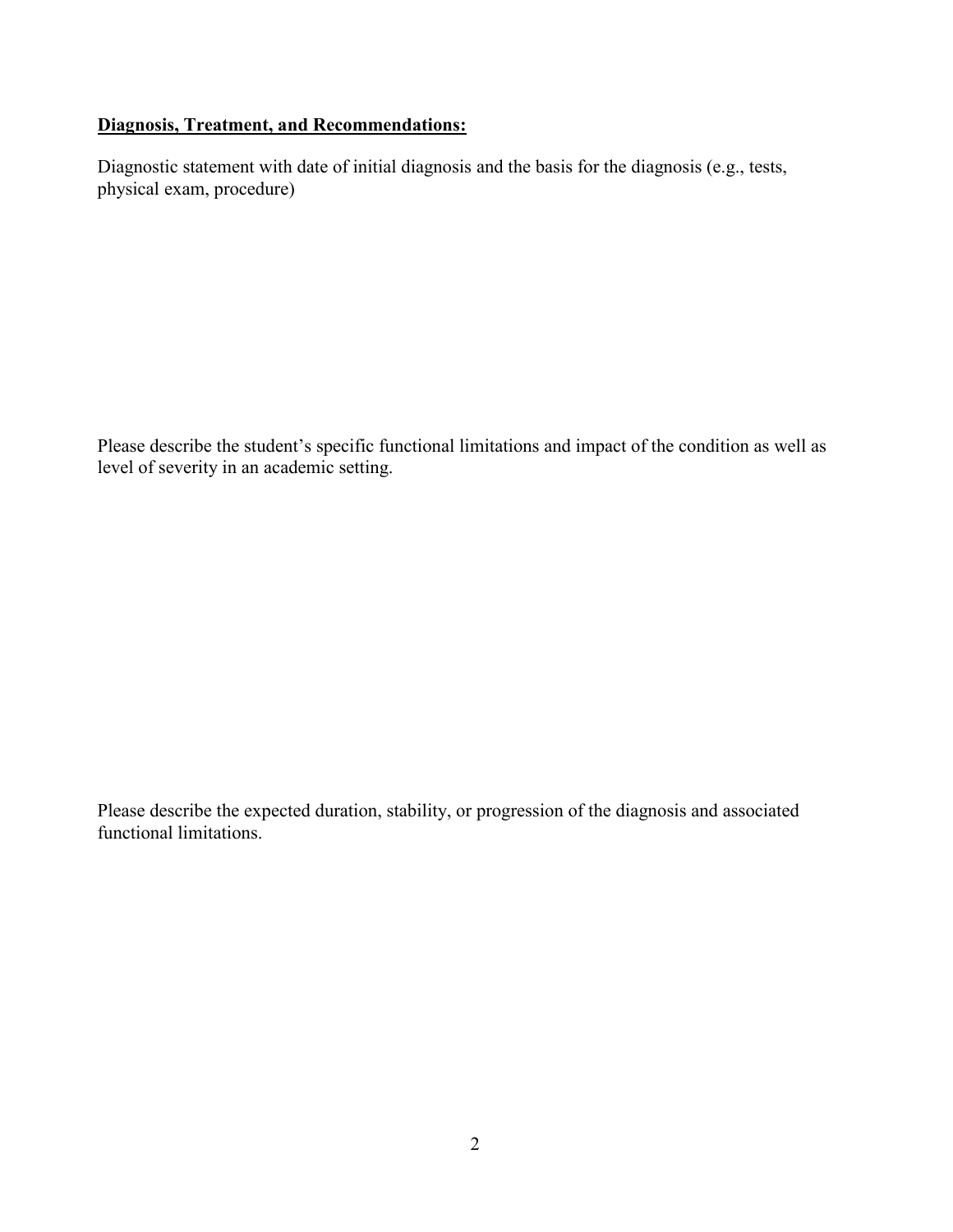**Diagnosis, Treatment, and Recommendations:**

Diagnostic statement with date of initial diagnosis and the basis for the diagnosis (e.g., tests, physical exam, procedure)

Please describe the student's specific functional limitations and impact of the condition as well as level of severity in an academic setting.

Please describe the expected duration, stability, or progression of the diagnosis and associated functional limitations.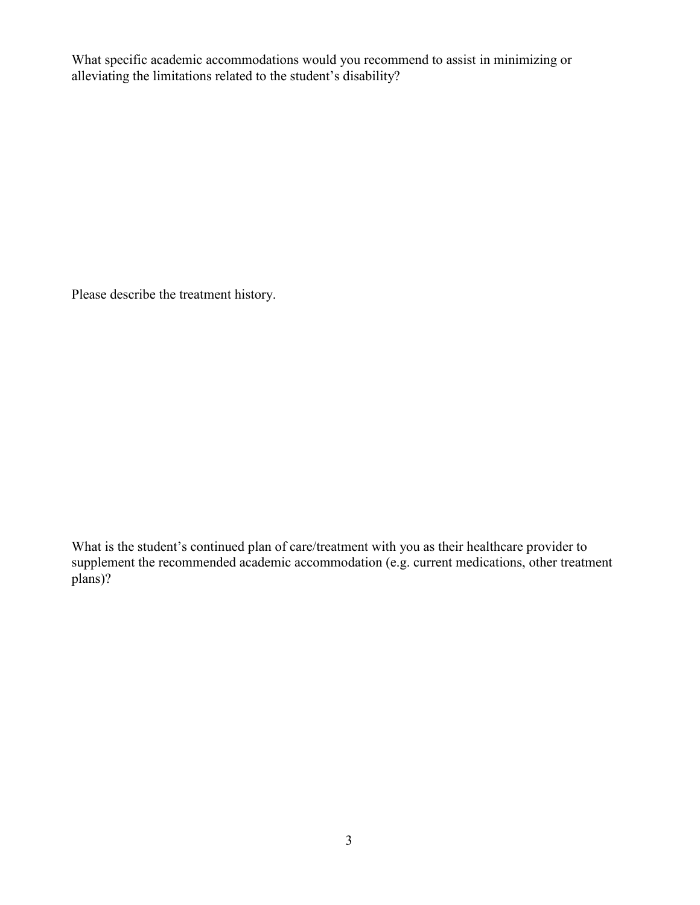What specific academic accommodations would you recommend to assist in minimizing or alleviating the limitations related to the student's disability?

Please describe the treatment history.

What is the student's continued plan of care/treatment with you as their healthcare provider to supplement the recommended academic accommodation (e.g. current medications, other treatment plans)?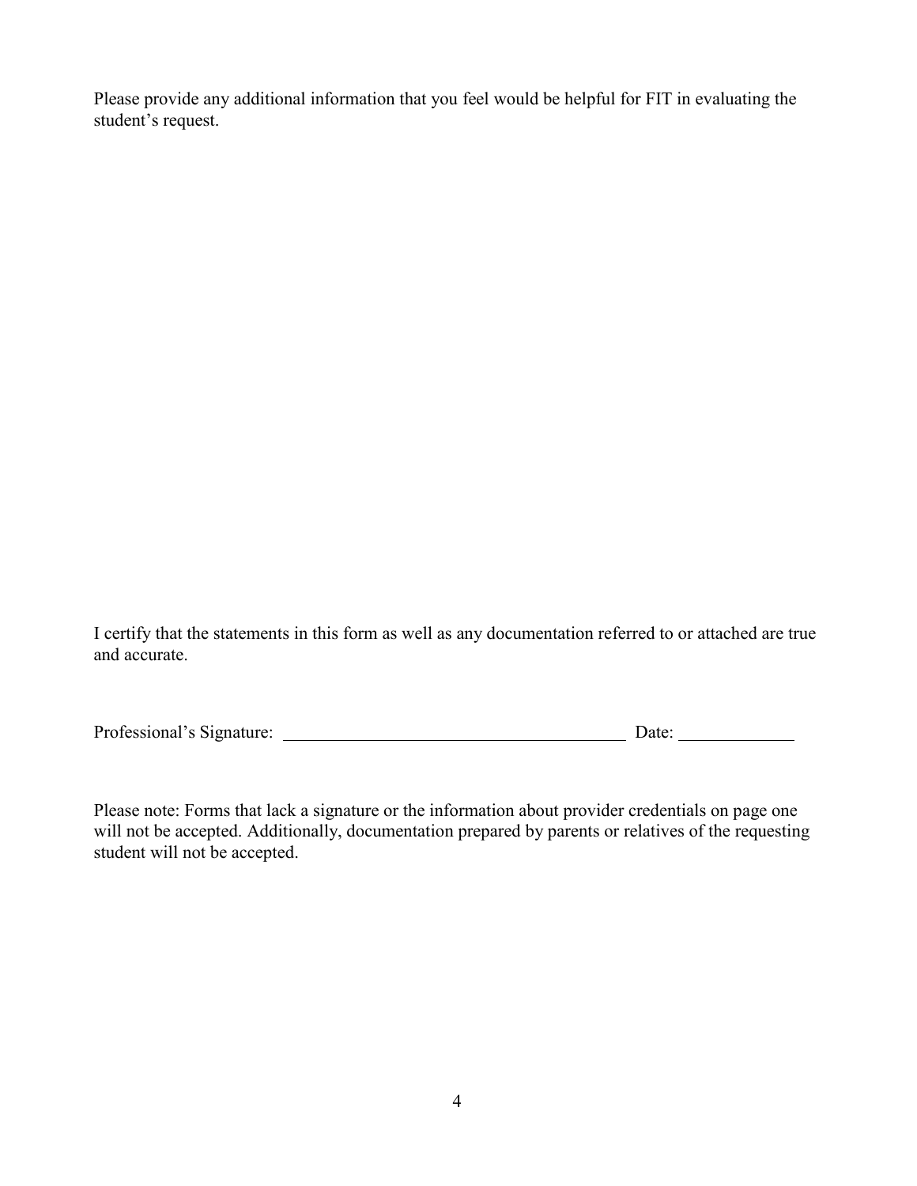Please provide any additional information that you feel would be helpful for FIT in evaluating the student's request.

I certify that the statements in this form as well as any documentation referred to or attached are true and accurate.

Professional's Signature: ________________________________________ Date: _____________

Please note: Forms that lack a signature or the information about provider credentials on page one will not be accepted. Additionally, documentation prepared by parents or relatives of the requesting student will not be accepted.